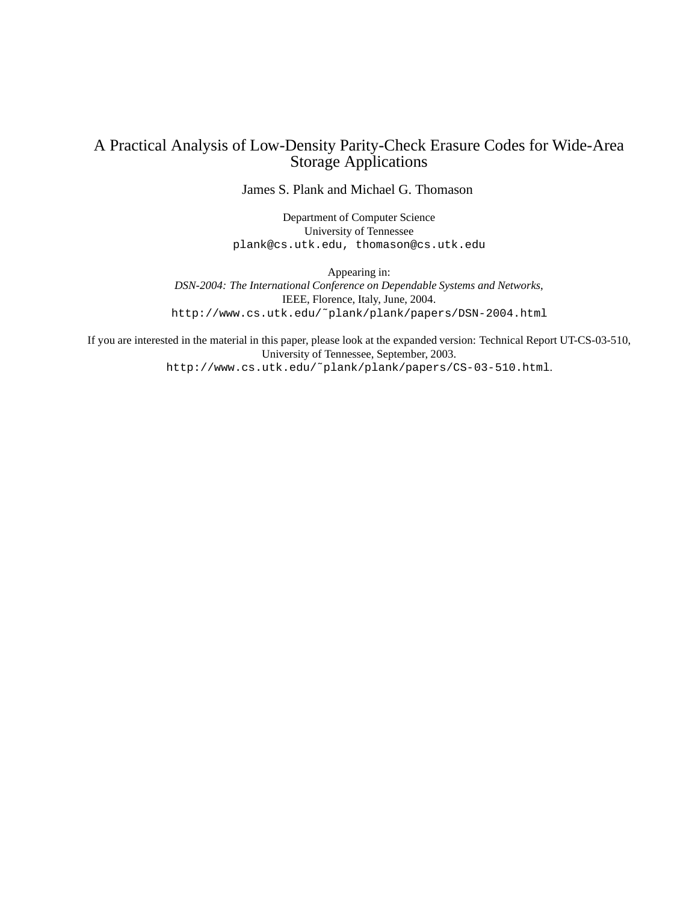# A Practical Analysis of Low-Density Parity-Check Erasure Codes for Wide-Area Storage Applications

James S. Plank and Michael G. Thomason

Department of Computer Science
University of Tennessee
`plank@cs.utk.edu, thomason@cs.utk.edu`

Appearing in:
*DSN-2004: The International Conference on Dependable Systems and Networks*,
IEEE, Florence, Italy, June, 2004.
`http://www.cs.utk.edu/~plank/plank/papers/DSN-2004.html`

If you are interested in the material in this paper, please look at the expanded version: Technical Report UT-CS-03-510, University of Tennessee, September, 2003.
`http://www.cs.utk.edu/~plank/plank/papers/CS-03-510.html`.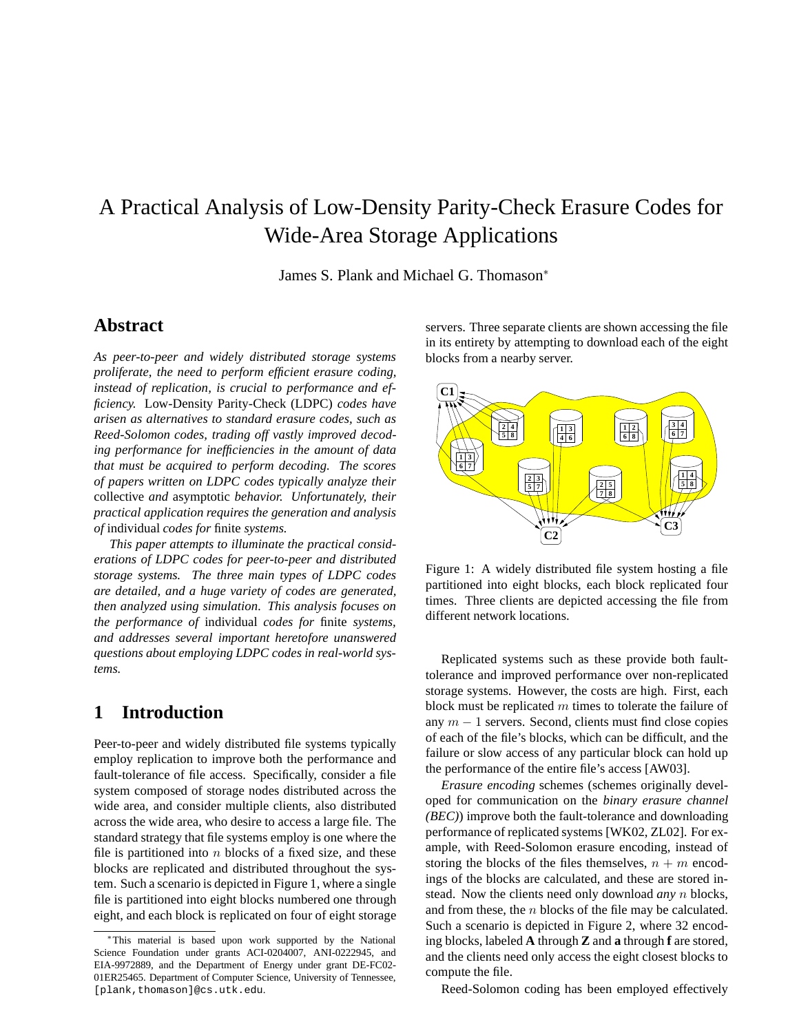# A Practical Analysis of Low-Density Parity-Check Erasure Codes for Wide-Area Storage Applications

James S. Plank and Michael G. Thomason*

## Abstract

*As peer-to-peer and widely distributed storage systems proliferate, the need to perform efficient erasure coding, instead of replication, is crucial to performance and efficiency.* Low-Density Parity-Check (LDPC) *codes have arisen as alternatives to standard erasure codes, such as Reed-Solomon codes, trading off vastly improved decoding performance for inefficiencies in the amount of data that must be acquired to perform decoding. The scores of papers written on LDPC codes typically analyze their* collective *and* asymptotic *behavior. Unfortunately, their practical application requires the generation and analysis of* individual *codes for* finite *systems.*

*This paper attempts to illuminate the practical considerations of LDPC codes for peer-to-peer and distributed storage systems. The three main types of LDPC codes are detailed, and a huge variety of codes are generated, then analyzed using simulation. This analysis focuses on the performance of* individual *codes for* finite *systems, and addresses several important heretofore unanswered questions about employing LDPC codes in real-world systems.*

## 1 Introduction

Peer-to-peer and widely distributed file systems typically employ replication to improve both the performance and fault-tolerance of file access. Specifically, consider a file system composed of storage nodes distributed across the wide area, and consider multiple clients, also distributed across the wide area, who desire to access a large file. The standard strategy that file systems employ is one where the file is partitioned into $n$ blocks of a fixed size, and these blocks are replicated and distributed throughout the system. Such a scenario is depicted in Figure 1, where a single file is partitioned into eight blocks numbered one through eight, and each block is replicated on four of eight storage servers. Three separate clients are shown accessing the file in its entirety by attempting to download each of the eight blocks from a nearby server.

Figure 1: A widely distributed file system hosting a file partitioned into eight blocks, each block replicated four times. Three clients are depicted accessing the file from different network locations.

Replicated systems such as these provide both fault-tolerance and improved performance over non-replicated storage systems. However, the costs are high. First, each block must be replicated $m$ times to tolerate the failure of any $m-1$ servers. Second, clients must find close copies of each of the file's blocks, which can be difficult, and the failure or slow access of any particular block can hold up the performance of the entire file's access [AW03].

*Erasure encoding* schemes (schemes originally developed for communication on the *binary erasure channel (BEC)*) improve both the fault-tolerance and downloading performance of replicated systems [WK02, ZL02]. For example, with Reed-Solomon erasure encoding, instead of storing the blocks of the files themselves, $n+m$ encodings of the blocks are calculated, and these are stored instead. Now the clients need only download *any* $n$ blocks, and from these, the $n$ blocks of the file may be calculated. Such a scenario is depicted in Figure 2, where 32 encoding blocks, labeled **A** through **Z** and **a** through **f** are stored, and the clients need only access the eight closest blocks to compute the file.

Reed-Solomon coding has been employed effectively

*This material is based upon work supported by the National Science Foundation under grants ACI-0204007, ANI-0222945, and EIA-9972889, and the Department of Energy under grant DE-FC02-01ER25465. Department of Computer Science, University of Tennessee, [plank,thomason]@cs.utk.edu.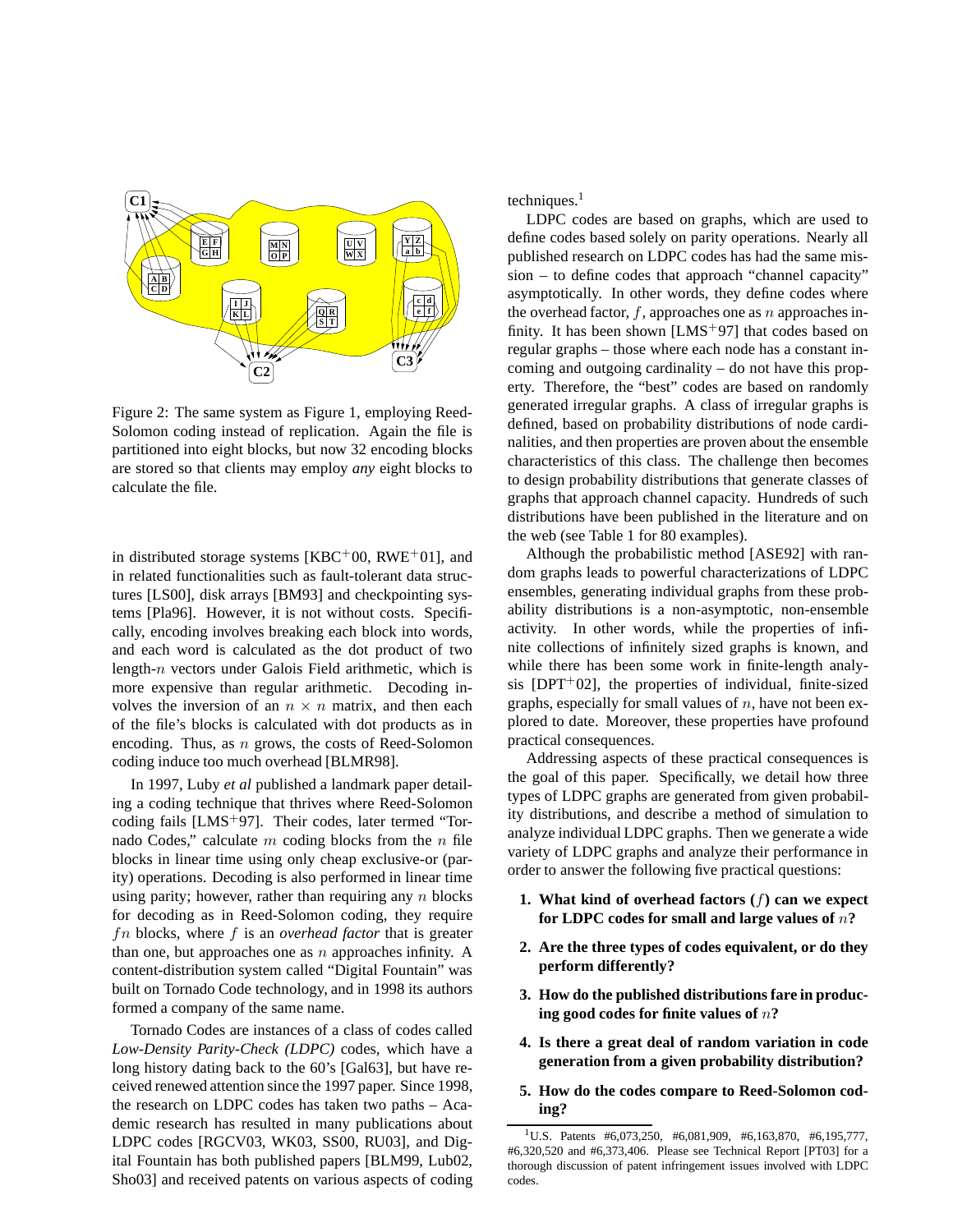Figure 2: The same system as Figure 1, employing Reed-Solomon coding instead of replication. Again the file is partitioned into eight blocks, but now 32 encoding blocks are stored so that clients may employ *any* eight blocks to calculate the file.

in distributed storage systems [KBC+00, RWE+01], and in related functionalities such as fault-tolerant data structures [LS00], disk arrays [BM93] and checkpointing systems [Pla96]. However, it is not without costs. Specifically, encoding involves breaking each block into words, and each word is calculated as the dot product of two length-$n$ vectors under Galois Field arithmetic, which is more expensive than regular arithmetic. Decoding involves the inversion of an $n \times n$ matrix, and then each of the file's blocks is calculated with dot products as in encoding. Thus, as $n$ grows, the costs of Reed-Solomon coding induce too much overhead [BLMR98].

In 1997, Luby *et al* published a landmark paper detailing a coding technique that thrives where Reed-Solomon coding fails [LMS+97]. Their codes, later termed "Tornado Codes," calculate $m$ coding blocks from the $n$ file blocks in linear time using only cheap exclusive-or (parity) operations. Decoding is also performed in linear time using parity; however, rather than requiring any $n$ blocks for decoding as in Reed-Solomon coding, they require $fn$ blocks, where $f$ is an *overhead factor* that is greater than one, but approaches one as $n$ approaches infinity. A content-distribution system called "Digital Fountain" was built on Tornado Code technology, and in 1998 its authors formed a company of the same name.

Tornado Codes are instances of a class of codes called *Low-Density Parity-Check (LDPC)* codes, which have a long history dating back to the 60's [Gal63], but have received renewed attention since the 1997 paper. Since 1998, the research on LDPC codes has taken two paths – Academic research has resulted in many publications about LDPC codes [RGCV03, WK03, SS00, RU03], and Digital Fountain has both published papers [BLM99, Lub02, Sho03] and received patents on various aspects of coding techniques.[1]

LDPC codes are based on graphs, which are used to define codes based solely on parity operations. Nearly all published research on LDPC codes has had the same mission – to define codes that approach "channel capacity" asymptotically. In other words, they define codes where the overhead factor, $f$, approaches one as $n$ approaches infinity. It has been shown [LMS+97] that codes based on regular graphs – those where each node has a constant incoming and outgoing cardinality – do not have this property. Therefore, the "best" codes are based on randomly generated irregular graphs. A class of irregular graphs is defined, based on probability distributions of node cardinalities, and then properties are proven about the ensemble characteristics of this class. The challenge then becomes to design probability distributions that generate classes of graphs that approach channel capacity. Hundreds of such distributions have been published in the literature and on the web (see Table 1 for 80 examples).

Although the probabilistic method [ASE92] with random graphs leads to powerful characterizations of LDPC ensembles, generating individual graphs from these probability distributions is a non-asymptotic, non-ensemble activity. In other words, while the properties of infinite collections of infinitely sized graphs is known, and while there has been some work in finite-length analysis [DPT+02], the properties of individual, finite-sized graphs, especially for small values of $n$, have not been explored to date. Moreover, these properties have profound practical consequences.

Addressing aspects of these practical consequences is the goal of this paper. Specifically, we detail how three types of LDPC graphs are generated from given probability distributions, and describe a method of simulation to analyze individual LDPC graphs. Then we generate a wide variety of LDPC graphs and analyze their performance in order to answer the following five practical questions:

1. **What kind of overhead factors ($f$) can we expect for LDPC codes for small and large values of $n$?**
2. **Are the three types of codes equivalent, or do they perform differently?**
3. **How do the published distributions fare in producing good codes for finite values of $n$?**
4. **Is there a great deal of random variation in code generation from a given probability distribution?**
5. **How do the codes compare to Reed-Solomon coding?**

[1] U.S. Patents #6,073,250, #6,081,909, #6,163,870, #6,195,777, #6,320,520 and #6,373,406. Please see Technical Report [PT03] for a thorough discussion of patent infringement issues involved with LDPC codes.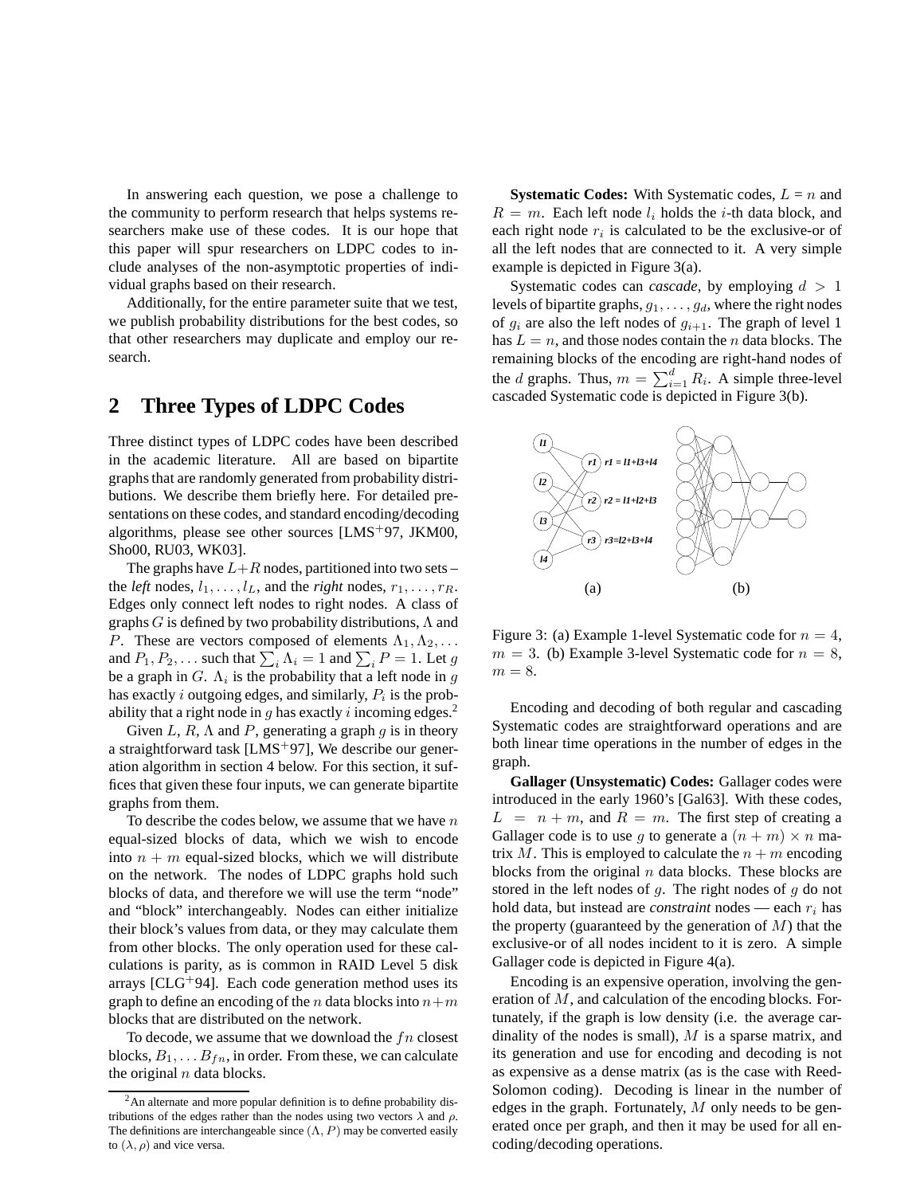In answering each question, we pose a challenge to the community to perform research that helps systems researchers make use of these codes. It is our hope that this paper will spur researchers on LDPC codes to include analyses of the non-asymptotic properties of individual graphs based on their research.

Additionally, for the entire parameter suite that we test, we publish probability distributions for the best codes, so that other researchers may duplicate and employ our research.

## 2 Three Types of LDPC Codes

Three distinct types of LDPC codes have been described in the academic literature. All are based on bipartite graphs that are randomly generated from probability distributions. We describe them briefly here. For detailed presentations on these codes, and standard encoding/decoding algorithms, please see other sources [LMS+97, JKM00, Sho00, RU03, WK03].

The graphs have $L+R$ nodes, partitioned into two sets – the *left* nodes, $l_1, \ldots, l_L$, and the *right* nodes, $r_1, \ldots, r_R$. Edges only connect left nodes to right nodes. A class of graphs $G$ is defined by two probability distributions, $\Lambda$ and $P$. These are vectors composed of elements $\Lambda_1, \Lambda_2, \ldots$ and $P_1, P_2, \ldots$ such that $\sum_i \Lambda_i = 1$ and $\sum_i P = 1$. Let $g$ be a graph in $G$. $\Lambda_i$ is the probability that a left node in $g$ has exactly $i$ outgoing edges, and similarly, $P_i$ is the probability that a right node in $g$ has exactly $i$ incoming edges.[2]

Given $L$, $R$, $\Lambda$ and $P$, generating a graph $g$ is in theory a straightforward task [LMS+97], We describe our generation algorithm in section 4 below. For this section, it suffices that given these four inputs, we can generate bipartite graphs from them.

To describe the codes below, we assume that we have $n$ equal-sized blocks of data, which we wish to encode into $n+m$ equal-sized blocks, which we will distribute on the network. The nodes of LDPC graphs hold such blocks of data, and therefore we will use the term "node" and "block" interchangeably. Nodes can either initialize their block's values from data, or they may calculate them from other blocks. The only operation used for these calculations is parity, as is common in RAID Level 5 disk arrays [CLG+94]. Each code generation method uses its graph to define an encoding of the $n$ data blocks into $n+m$ blocks that are distributed on the network.

To decode, we assume that we download the $fn$ closest blocks, $B_1, \ldots B_{fn}$, in order. From these, we can calculate the original $n$ data blocks.

[2] An alternate and more popular definition is to define probability distributions of the edges rather than the nodes using two vectors $\lambda$ and $\rho$. The definitions are interchangeable since $(\Lambda, P)$ may be converted easily to $(\lambda, \rho)$ and vice versa.

**Systematic Codes:** With Systematic codes, $L = n$ and $R = m$. Each left node $l_i$ holds the $i$-th data block, and each right node $r_i$ is calculated to be the exclusive-or of all the left nodes that are connected to it. A very simple example is depicted in Figure 3(a).

Systematic codes can *cascade*, by employing $d > 1$ levels of bipartite graphs, $g_1, \ldots, g_d$, where the right nodes of $g_i$ are also the left nodes of $g_{i+1}$. The graph of level 1 has $L = n$, and those nodes contain the $n$ data blocks. The remaining blocks of the encoding are right-hand nodes of the $d$ graphs. Thus, $m = \sum_{i=1}^{d} R_i$. A simple three-level cascaded Systematic code is depicted in Figure 3(b).

Figure 3: (a) Example 1-level Systematic code for $n = 4$, $m = 3$. (b) Example 3-level Systematic code for $n = 8$, $m = 8$.

Encoding and decoding of both regular and cascading Systematic codes are straightforward operations and are both linear time operations in the number of edges in the graph.

**Gallager (Unsystematic) Codes:** Gallager codes were introduced in the early 1960's [Gal63]. With these codes, $L = n+m$, and $R = m$. The first step of creating a Gallager code is to use $g$ to generate a $(n+m) \times n$ matrix $M$. This is employed to calculate the $n+m$ encoding blocks from the original $n$ data blocks. These blocks are stored in the left nodes of $g$. The right nodes of $g$ do not hold data, but instead are *constraint* nodes — each $r_i$ has the property (guaranteed by the generation of $M$) that the exclusive-or of all nodes incident to it is zero. A simple Gallager code is depicted in Figure 4(a).

Encoding is an expensive operation, involving the generation of $M$, and calculation of the encoding blocks. Fortunately, if the graph is low density (i.e. the average cardinality of the nodes is small), $M$ is a sparse matrix, and its generation and use for encoding and decoding is not as expensive as a dense matrix (as is the case with Reed-Solomon coding). Decoding is linear in the number of edges in the graph. Fortunately, $M$ only needs to be generated once per graph, and then it may be used for all encoding/decoding operations.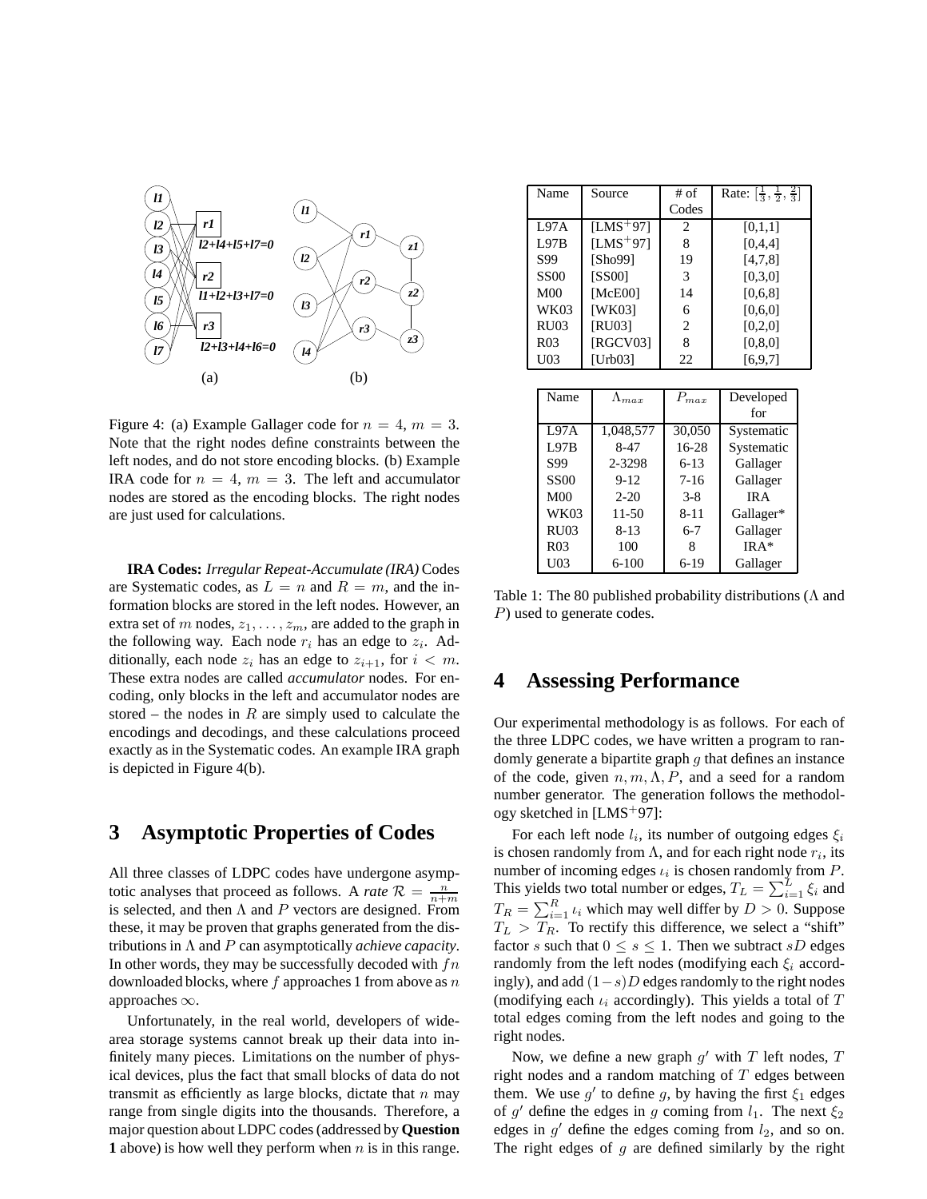Figure 4: (a) Example Gallager code for $n = 4$, $m = 3$. Note that the right nodes define constraints between the left nodes, and do not store encoding blocks. (b) Example IRA code for $n = 4$, $m = 3$. The left and accumulator nodes are stored as the encoding blocks. The right nodes are just used for calculations.

**IRA Codes:** *Irregular Repeat-Accumulate (IRA)* Codes are Systematic codes, as $L = n$ and $R = m$, and the information blocks are stored in the left nodes. However, an extra set of $m$ nodes, $z_1, \ldots, z_m$, are added to the graph in the following way. Each node $r_i$ has an edge to $z_i$. Additionally, each node $z_i$ has an edge to $z_{i+1}$, for $i < m$. These extra nodes are called *accumulator* nodes. For encoding, only blocks in the left and accumulator nodes are stored – the nodes in $R$ are simply used to calculate the encodings and decodings, and these calculations proceed exactly as in the Systematic codes. An example IRA graph is depicted in Figure 4(b).

## 3 Asymptotic Properties of Codes

All three classes of LDPC codes have undergone asymptotic analyses that proceed as follows. A *rate* $\mathcal{R} = \frac{n}{n+m}$ is selected, and then $\Lambda$ and $P$ vectors are designed. From these, it may be proven that graphs generated from the distributions in $\Lambda$ and $P$ can asymptotically *achieve capacity*. In other words, they may be successfully decoded with $fn$ downloaded blocks, where $f$ approaches 1 from above as $n$ approaches $\infty$.

Unfortunately, in the real world, developers of wide-area storage systems cannot break up their data into infinitely many pieces. Limitations on the number of physical devices, plus the fact that small blocks of data do not transmit as efficiently as large blocks, dictate that $n$ may range from single digits into the thousands. Therefore, a major question about LDPC codes (addressed by **Question 1** above) is how well they perform when $n$ is in this range.

| Name | Source | # of Codes | Rate: $[\frac{1}{3}, \frac{1}{2}, \frac{2}{3}]$ |
|---|---|---|---|
| L97A | [LMS+97] | 2 | [0,1,1] |
| L97B | [LMS+97] | 8 | [0,4,4] |
| S99 | [Sho99] | 19 | [4,7,8] |
| SS00 | [SS00] | 3 | [0,3,0] |
| M00 | [McE00] | 14 | [0,6,8] |
| WK03 | [WK03] | 6 | [0,6,0] |
| RU03 | [RU03] | 2 | [0,2,0] |
| R03 | [RGCV03] | 8 | [0,8,0] |
| U03 | [Urb03] | 22 | [6,9,7] |

| Name | $\Lambda_{max}$ | $P_{max}$ | Developed for |
|---|---|---|---|
| L97A | 1,048,577 | 30,050 | Systematic |
| L97B | 8-47 | 16-28 | Systematic |
| S99 | 2-3298 | 6-13 | Gallager |
| SS00 | 9-12 | 7-16 | Gallager |
| M00 | 2-20 | 3-8 | IRA |
| WK03 | 11-50 | 8-11 | Gallager* |
| RU03 | 8-13 | 6-7 | Gallager |
| R03 | 100 | 8 | IRA* |
| U03 | 6-100 | 6-19 | Gallager |

Table 1: The 80 published probability distributions ($\Lambda$ and $P$) used to generate codes.

## 4 Assessing Performance

Our experimental methodology is as follows. For each of the three LDPC codes, we have written a program to randomly generate a bipartite graph $g$ that defines an instance of the code, given $n, m, \Lambda, P$, and a seed for a random number generator. The generation follows the methodology sketched in [LMS+97]:

For each left node $l_i$, its number of outgoing edges $\xi_i$ is chosen randomly from $\Lambda$, and for each right node $r_i$, its number of incoming edges $\iota_i$ is chosen randomly from $P$. This yields two total number or edges, $T_L = \sum_{i=1}^{L} \xi_i$ and $T_R = \sum_{i=1}^{R} \iota_i$ which may well differ by $D > 0$. Suppose $T_L > T_R$. To rectify this difference, we select a "shift" factor $s$ such that $0 \leq s \leq 1$. Then we subtract $sD$ edges randomly from the left nodes (modifying each $\xi_i$ accordingly), and add $(1-s)D$ edges randomly to the right nodes (modifying each $\iota_i$ accordingly). This yields a total of $T$ total edges coming from the left nodes and going to the right nodes.

Now, we define a new graph $g'$ with $T$ left nodes, $T$ right nodes and a random matching of $T$ edges between them. We use $g'$ to define $g$, by having the first $\xi_1$ edges of $g'$ define the edges in $g$ coming from $l_1$. The next $\xi_2$ edges in $g'$ define the edges coming from $l_2$, and so on. The right edges of $g$ are defined similarly by the right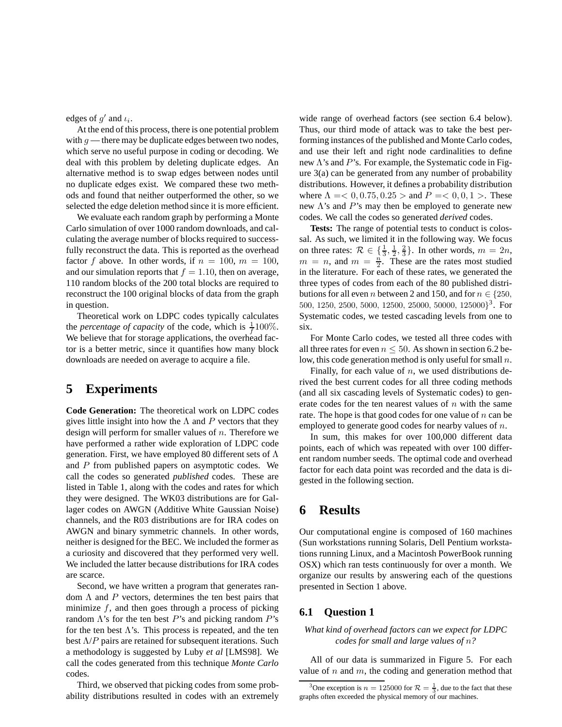edges of $g'$ and $\iota_i$.

At the end of this process, there is one potential problem with $g$ — there may be duplicate edges between two nodes, which serve no useful purpose in coding or decoding. We deal with this problem by deleting duplicate edges. An alternative method is to swap edges between nodes until no duplicate edges exist. We compared these two methods and found that neither outperformed the other, so we selected the edge deletion method since it is more efficient.

We evaluate each random graph by performing a Monte Carlo simulation of over 1000 random downloads, and calculating the average number of blocks required to successfully reconstruct the data. This is reported as the overhead factor $f$ above. In other words, if $n = 100$, $m = 100$, and our simulation reports that $f = 1.10$, then on average, 110 random blocks of the 200 total blocks are required to reconstruct the 100 original blocks of data from the graph in question.

Theoretical work on LDPC codes typically calculates the *percentage of capacity* of the code, which is $\frac{1}{f}100\%$. We believe that for storage applications, the overhead factor is a better metric, since it quantifies how many block downloads are needed on average to acquire a file.

# 5 Experiments

**Code Generation:** The theoretical work on LDPC codes gives little insight into how the $\Lambda$ and $P$ vectors that they design will perform for smaller values of $n$. Therefore we have performed a rather wide exploration of LDPC code generation. First, we have employed 80 different sets of $\Lambda$ and $P$ from published papers on asymptotic codes. We call the codes so generated *published* codes. These are listed in Table 1, along with the codes and rates for which they were designed. The WK03 distributions are for Gallager codes on AWGN (Additive White Gaussian Noise) channels, and the R03 distributions are for IRA codes on AWGN and binary symmetric channels. In other words, neither is designed for the BEC. We included the former as a curiosity and discovered that they performed very well. We included the latter because distributions for IRA codes are scarce.

Second, we have written a program that generates random $\Lambda$ and $P$ vectors, determines the ten best pairs that minimize $f$, and then goes through a process of picking random $\Lambda$'s for the ten best $P$'s and picking random $P$'s for the ten best $\Lambda$'s. This process is repeated, and the ten best $\Lambda/P$ pairs are retained for subsequent iterations. Such a methodology is suggested by Luby *et al* [LMS98]. We call the codes generated from this technique *Monte Carlo* codes.

Third, we observed that picking codes from some probability distributions resulted in codes with an extremely wide range of overhead factors (see section 6.4 below). Thus, our third mode of attack was to take the best performing instances of the published and Monte Carlo codes, and use their left and right node cardinalities to define new $\Lambda$'s and $P$'s. For example, the Systematic code in Figure 3(a) can be generated from any number of probability distributions. However, it defines a probability distribution where $\Lambda = <0, 0.75, 0.25>$ and $P = <0, 0, 1>$. These new $\Lambda$'s and $P$'s may then be employed to generate new codes. We call the codes so generated *derived* codes.

**Tests:** The range of potential tests to conduct is colossal. As such, we limited it in the following way. We focus on three rates: $\mathcal{R} \in \{\frac{1}{3}, \frac{1}{2}, \frac{2}{3}\}$. In other words, $m = 2n$, $m = n$, and $m = \frac{n}{2}$. These are the rates most studied in the literature. For each of these rates, we generated the three types of codes from each of the 80 published distributions for all even $n$ between 2 and 150, and for $n \in \{250, 500, 1250, 2500, 5000, 12500, 25000, 50000, 125000\}$[3]. For Systematic codes, we tested cascading levels from one to six.

For Monte Carlo codes, we tested all three codes with all three rates for even $n \leq 50$. As shown in section 6.2 below, this code generation method is only useful for small $n$.

Finally, for each value of $n$, we used distributions derived the best current codes for all three coding methods (and all six cascading levels of Systematic codes) to generate codes for the ten nearest values of $n$ with the same rate. The hope is that good codes for one value of $n$ can be employed to generate good codes for nearby values of $n$.

In sum, this makes for over 100,000 different data points, each of which was repeated with over 100 different random number seeds. The optimal code and overhead factor for each data point was recorded and the data is digested in the following section.

# 6 Results

Our computational engine is composed of 160 machines (Sun workstations running Solaris, Dell Pentium workstations running Linux, and a Macintosh PowerBook running OSX) which ran tests continuously for over a month. We organize our results by answering each of the questions presented in Section 1 above.

## 6.1 Question 1

*What kind of overhead factors can we expect for LDPC codes for small and large values of $n$?*

All of our data is summarized in Figure 5. For each value of $n$ and $m$, the coding and generation method that

[3] One exception is $n = 125000$ for $\mathcal{R} = \frac{1}{3}$, due to the fact that these graphs often exceeded the physical memory of our machines.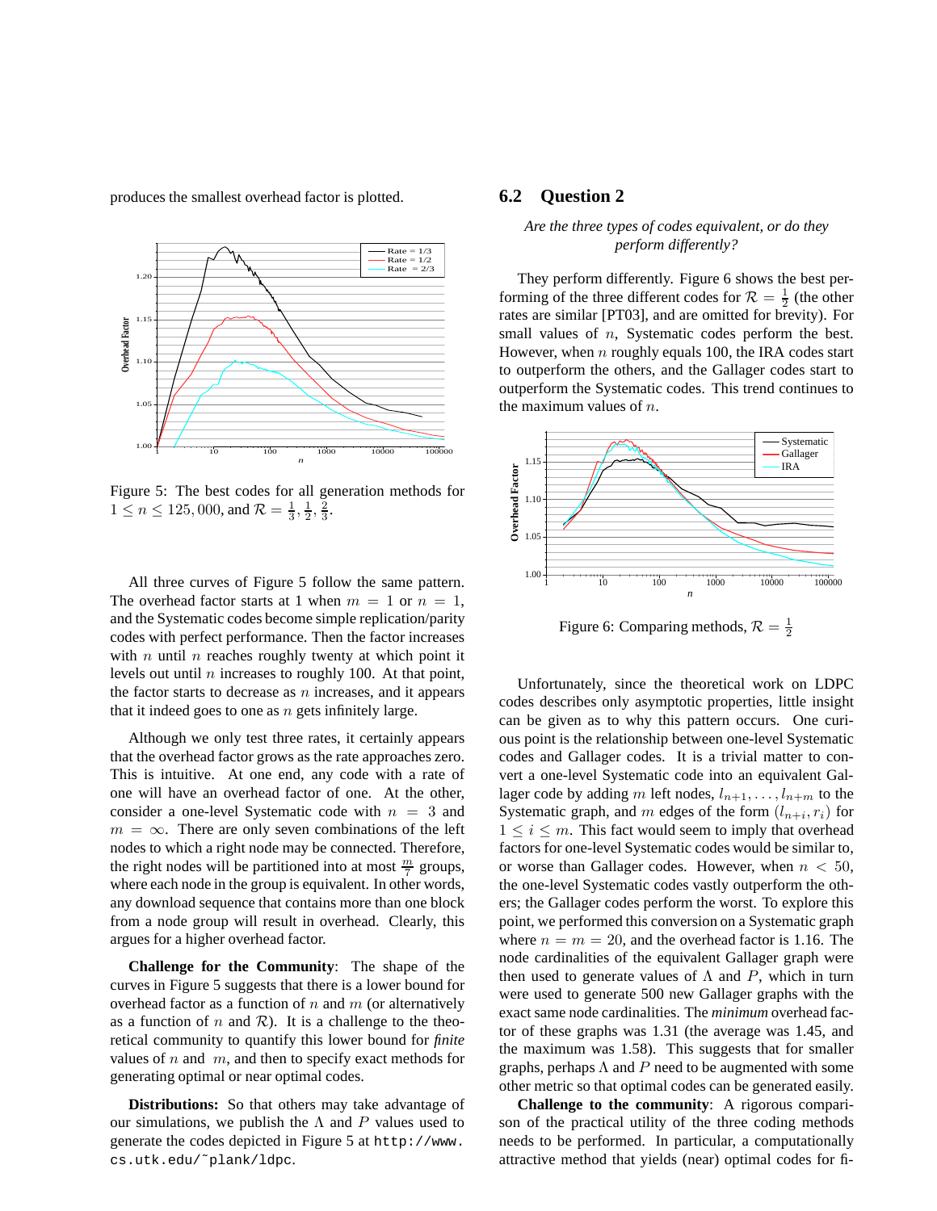produces the smallest overhead factor is plotted.

Figure 5: The best codes for all generation methods for $1 \le n \le 125,000$, and $\mathcal{R} = \frac{1}{3}, \frac{1}{2}, \frac{2}{3}$.

All three curves of Figure 5 follow the same pattern. The overhead factor starts at 1 when $m = 1$ or $n = 1$, and the Systematic codes become simple replication/parity codes with perfect performance. Then the factor increases with $n$ until $n$ reaches roughly twenty at which point it levels out until $n$ increases to roughly 100. At that point, the factor starts to decrease as $n$ increases, and it appears that it indeed goes to one as $n$ gets infinitely large.

Although we only test three rates, it certainly appears that the overhead factor grows as the rate approaches zero. This is intuitive. At one end, any code with a rate of one will have an overhead factor of one. At the other, consider a one-level Systematic code with $n = 3$ and $m = \infty$. There are only seven combinations of the left nodes to which a right node may be connected. Therefore, the right nodes will be partitioned into at most $\frac{m}{7}$ groups, where each node in the group is equivalent. In other words, any download sequence that contains more than one block from a node group will result in overhead. Clearly, this argues for a higher overhead factor.

**Challenge for the Community**: The shape of the curves in Figure 5 suggests that there is a lower bound for overhead factor as a function of $n$ and $m$ (or alternatively as a function of $n$ and $\mathcal{R}$). It is a challenge to the theoretical community to quantify this lower bound for *finite* values of $n$ and $m$, and then to specify exact methods for generating optimal or near optimal codes.

**Distributions:** So that others may take advantage of our simulations, we publish the $\Lambda$ and $P$ values used to generate the codes depicted in Figure 5 at `http://www.cs.utk.edu/~plank/ldpc`.

## 6.2 Question 2

*Are the three types of codes equivalent, or do they perform differently?*

They perform differently. Figure 6 shows the best performing of the three different codes for $\mathcal{R} = \frac{1}{2}$ (the other rates are similar [PT03], and are omitted for brevity). For small values of $n$, Systematic codes perform the best. However, when $n$ roughly equals 100, the IRA codes start to outperform the others, and the Gallager codes start to outperform the Systematic codes. This trend continues to the maximum values of $n$.

Figure 6: Comparing methods, $\mathcal{R} = \frac{1}{2}$

Unfortunately, since the theoretical work on LDPC codes describes only asymptotic properties, little insight can be given as to why this pattern occurs. One curious point is the relationship between one-level Systematic codes and Gallager codes. It is a trivial matter to convert a one-level Systematic code into an equivalent Gallager code by adding $m$ left nodes, $l_{n+1}, \ldots, l_{n+m}$ to the Systematic graph, and $m$ edges of the form $(l_{n+i}, r_i)$ for $1 \le i \le m$. This fact would seem to imply that overhead factors for one-level Systematic codes would be similar to, or worse than Gallager codes. However, when $n < 50$, the one-level Systematic codes vastly outperform the others; the Gallager codes perform the worst. To explore this point, we performed this conversion on a Systematic graph where $n = m = 20$, and the overhead factor is 1.16. The node cardinalities of the equivalent Gallager graph were then used to generate values of $\Lambda$ and $P$, which in turn were used to generate 500 new Gallager graphs with the exact same node cardinalities. The *minimum* overhead factor of these graphs was 1.31 (the average was 1.45, and the maximum was 1.58). This suggests that for smaller graphs, perhaps $\Lambda$ and $P$ need to be augmented with some other metric so that optimal codes can be generated easily.

**Challenge to the community**: A rigorous comparison of the practical utility of the three coding methods needs to be performed. In particular, a computationally attractive method that yields (near) optimal codes for fi-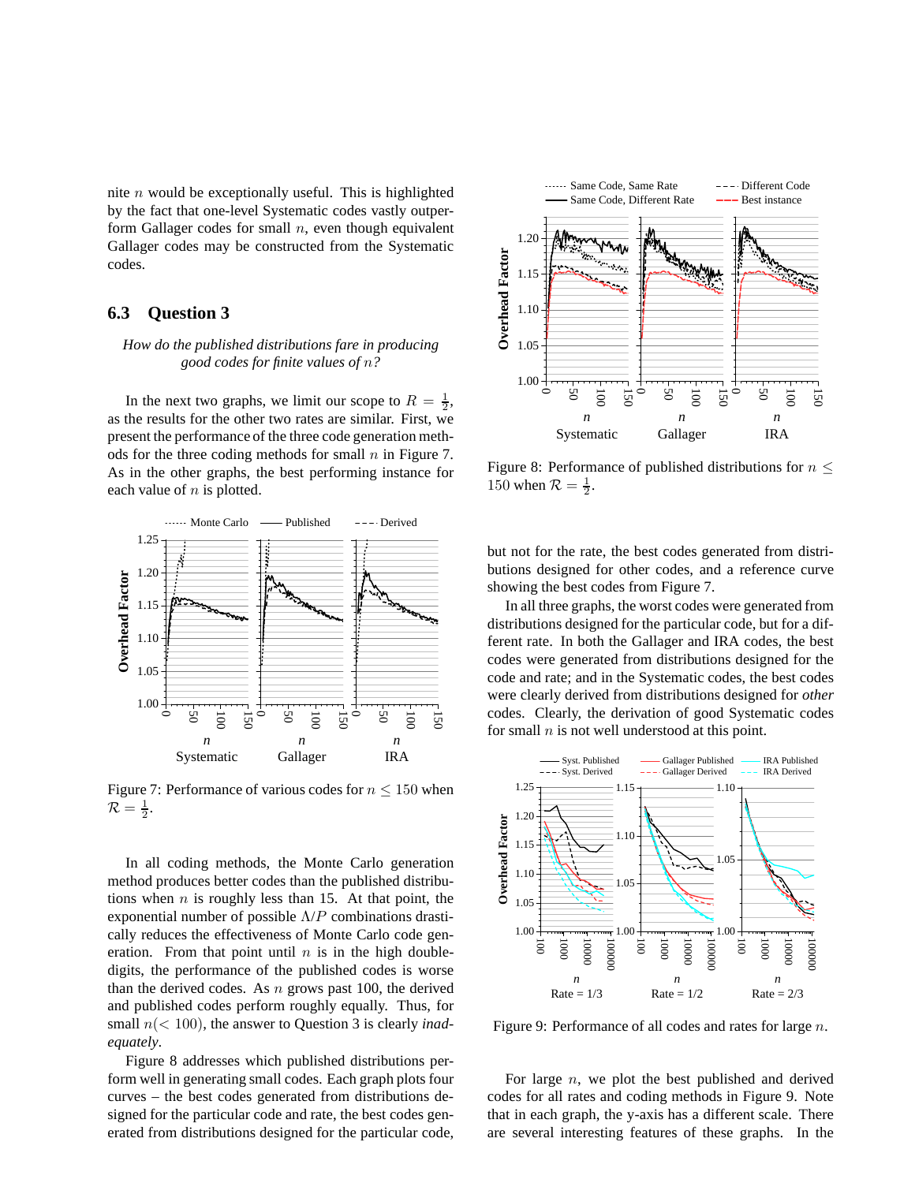nite $n$ would be exceptionally useful. This is highlighted by the fact that one-level Systematic codes vastly outperform Gallager codes for small $n$, even though equivalent Gallager codes may be constructed from the Systematic codes.

### 6.3 Question 3

*How do the published distributions fare in producing good codes for finite values of $n$?*

In the next two graphs, we limit our scope to $R = \frac{1}{2}$, as the results for the other two rates are similar. First, we present the performance of the three code generation methods for the three coding methods for small $n$ in Figure 7. As in the other graphs, the best performing instance for each value of $n$ is plotted.

Figure 7: Performance of various codes for $n \leq 150$ when $\mathcal{R} = \frac{1}{2}$.

In all coding methods, the Monte Carlo generation method produces better codes than the published distributions when $n$ is roughly less than 15. At that point, the exponential number of possible $\Lambda/P$ combinations drastically reduces the effectiveness of Monte Carlo code generation. From that point until $n$ is in the high double-digits, the performance of the published codes is worse than the derived codes. As $n$ grows past 100, the derived and published codes perform roughly equally. Thus, for small $n (< 100)$, the answer to Question 3 is clearly *inadequately*.

Figure 8 addresses which published distributions perform well in generating small codes. Each graph plots four curves – the best codes generated from distributions designed for the particular code and rate, the best codes generated from distributions designed for the particular code, but not for the rate, the best codes generated from distributions designed for other codes, and a reference curve showing the best codes from Figure 7.

Figure 8: Performance of published distributions for $n \leq 150$ when $\mathcal{R} = \frac{1}{2}$.

In all three graphs, the worst codes were generated from distributions designed for the particular code, but for a different rate. In both the Gallager and IRA codes, the best codes were generated from distributions designed for the code and rate; and in the Systematic codes, the best codes were clearly derived from distributions designed for *other* codes. Clearly, the derivation of good Systematic codes for small $n$ is not well understood at this point.

Figure 9: Performance of all codes and rates for large $n$.

For large $n$, we plot the best published and derived codes for all rates and coding methods in Figure 9. Note that in each graph, the y-axis has a different scale. There are several interesting features of these graphs. In the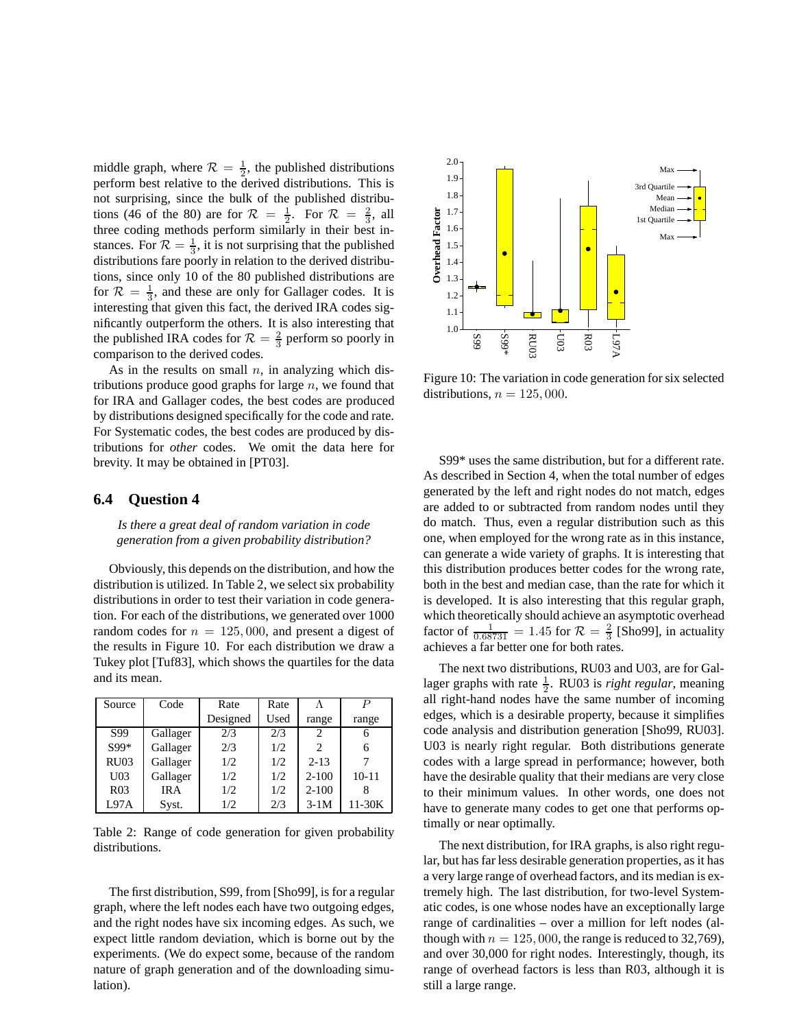middle graph, where $\mathcal{R} = \frac{1}{2}$, the published distributions perform best relative to the derived distributions. This is not surprising, since the bulk of the published distributions (46 of the 80) are for $\mathcal{R} = \frac{1}{2}$. For $\mathcal{R} = \frac{2}{3}$, all three coding methods perform similarly in their best instances. For $\mathcal{R} = \frac{1}{3}$, it is not surprising that the published distributions fare poorly in relation to the derived distributions, since only 10 of the 80 published distributions are for $\mathcal{R} = \frac{1}{3}$, and these are only for Gallager codes. It is interesting that given this fact, the derived IRA codes significantly outperform the others. It is also interesting that the published IRA codes for $\mathcal{R} = \frac{2}{3}$ perform so poorly in comparison to the derived codes.

As in the results on small $n$, in analyzing which distributions produce good graphs for large $n$, we found that for IRA and Gallager codes, the best codes are produced by distributions designed specifically for the code and rate. For Systematic codes, the best codes are produced by distributions for *other* codes. We omit the data here for brevity. It may be obtained in [PT03].

## 6.4 Question 4

*Is there a great deal of random variation in code generation from a given probability distribution?*

Obviously, this depends on the distribution, and how the distribution is utilized. In Table 2, we select six probability distributions in order to test their variation in code generation. For each of the distributions, we generated over 1000 random codes for $n = 125,000$, and present a digest of the results in Figure 10. For each distribution we draw a Tukey plot [Tuf83], which shows the quartiles for the data and its mean.

| Source | Code | Rate Designed | Rate Used | $\Lambda$ range | $P$ range |
|---|---|---|---|---|---|
| S99 | Gallager | 2/3 | 2/3 | 2 | 6 |
| S99* | Gallager | 2/3 | 1/2 | 2 | 6 |
| RU03 | Gallager | 1/2 | 1/2 | 2-13 | 7 |
| U03 | Gallager | 1/2 | 1/2 | 2-100 | 10-11 |
| R03 | IRA | 1/2 | 1/2 | 2-100 | 8 |
| L97A | Syst. | 1/2 | 2/3 | 3-1M | 11-30K |

Table 2: Range of code generation for given probability distributions.

The first distribution, S99, from [Sho99], is for a regular graph, where the left nodes each have two outgoing edges, and the right nodes have six incoming edges. As such, we expect little random deviation, which is borne out by the experiments. (We do expect some, because of the random nature of graph generation and of the downloading simulation).

Figure 10: The variation in code generation for six selected distributions, $n = 125,000$.

S99* uses the same distribution, but for a different rate. As described in Section 4, when the total number of edges generated by the left and right nodes do not match, edges are added to or subtracted from random nodes until they do match. Thus, even a regular distribution such as this one, when employed for the wrong rate as in this instance, can generate a wide variety of graphs. It is interesting that this distribution produces better codes for the wrong rate, both in the best and median case, than the rate for which it is developed. It is also interesting that this regular graph, which theoretically should achieve an asymptotic overhead factor of $\frac{1}{0.68731} = 1.45$ for $\mathcal{R} = \frac{2}{3}$ [Sho99], in actuality achieves a far better one for both rates.

The next two distributions, RU03 and U03, are for Gallager graphs with rate $\frac{1}{2}$. RU03 is *right regular*, meaning all right-hand nodes have the same number of incoming edges, which is a desirable property, because it simplifies code analysis and distribution generation [Sho99, RU03]. U03 is nearly right regular. Both distributions generate codes with a large spread in performance; however, both have the desirable quality that their medians are very close to their minimum values. In other words, one does not have to generate many codes to get one that performs optimally or near optimally.

The next distribution, for IRA graphs, is also right regular, but has far less desirable generation properties, as it has a very large range of overhead factors, and its median is extremely high. The last distribution, for two-level Systematic codes, is one whose nodes have an exceptionally large range of cardinalities – over a million for left nodes (although with $n = 125,000$, the range is reduced to 32,769), and over 30,000 for right nodes. Interestingly, though, its range of overhead factors is less than R03, although it is still a large range.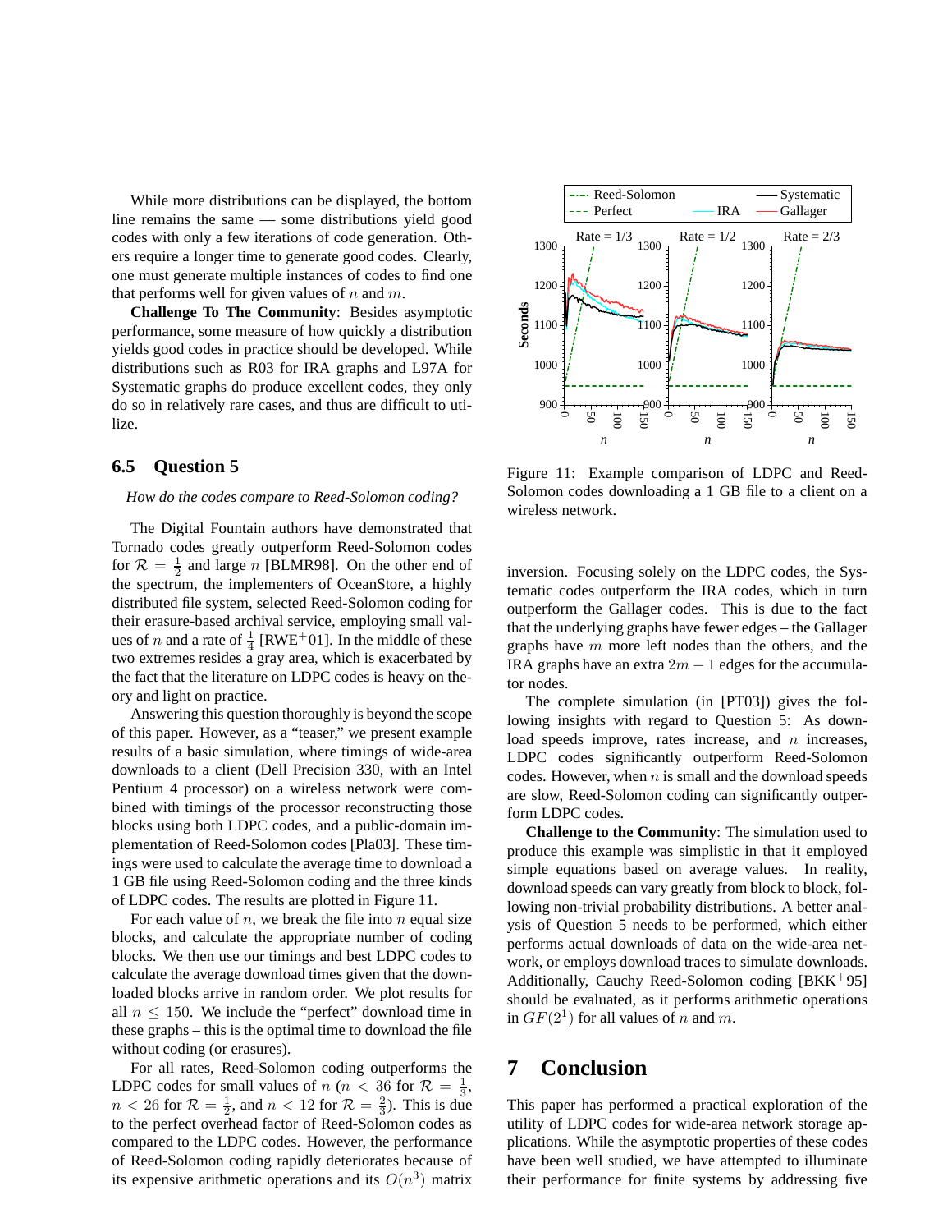While more distributions can be displayed, the bottom line remains the same — some distributions yield good codes with only a few iterations of code generation. Others require a longer time to generate good codes. Clearly, one must generate multiple instances of codes to find one that performs well for given values of $n$ and $m$.

**Challenge To The Community**: Besides asymptotic performance, some measure of how quickly a distribution yields good codes in practice should be developed. While distributions such as R03 for IRA graphs and L97A for Systematic graphs do produce excellent codes, they only do so in relatively rare cases, and thus are difficult to utilize.

### 6.5 Question 5

*How do the codes compare to Reed-Solomon coding?*

The Digital Fountain authors have demonstrated that Tornado codes greatly outperform Reed-Solomon codes for $\mathcal{R} = \frac{1}{2}$ and large $n$ [BLMR98]. On the other end of the spectrum, the implementers of OceanStore, a highly distributed file system, selected Reed-Solomon coding for their erasure-based archival service, employing small values of $n$ and a rate of $\frac{1}{4}$ [RWE+01]. In the middle of these two extremes resides a gray area, which is exacerbated by the fact that the literature on LDPC codes is heavy on theory and light on practice.

Answering this question thoroughly is beyond the scope of this paper. However, as a "teaser," we present example results of a basic simulation, where timings of wide-area downloads to a client (Dell Precision 330, with an Intel Pentium 4 processor) on a wireless network were combined with timings of the processor reconstructing those blocks using both LDPC codes, and a public-domain implementation of Reed-Solomon codes [Pla03]. These timings were used to calculate the average time to download a 1 GB file using Reed-Solomon coding and the three kinds of LDPC codes. The results are plotted in Figure 11.

For each value of $n$, we break the file into $n$ equal size blocks, and calculate the appropriate number of coding blocks. We then use our timings and best LDPC codes to calculate the average download times given that the downloaded blocks arrive in random order. We plot results for all $n \leq 150$. We include the "perfect" download time in these graphs – this is the optimal time to download the file without coding (or erasures).

For all rates, Reed-Solomon coding outperforms the LDPC codes for small values of $n$ ($n < 36$ for $\mathcal{R} = \frac{1}{3}$, $n < 26$ for $\mathcal{R} = \frac{1}{2}$, and $n < 12$ for $\mathcal{R} = \frac{2}{3}$). This is due to the perfect overhead factor of Reed-Solomon codes as compared to the LDPC codes. However, the performance of Reed-Solomon coding rapidly deteriorates because of its expensive arithmetic operations and its $O(n^3)$ matrix inversion. Focusing solely on the LDPC codes, the Systematic codes outperform the IRA codes, which in turn outperform the Gallager codes. This is due to the fact that the underlying graphs have fewer edges – the Gallager graphs have $m$ more left nodes than the others, and the IRA graphs have an extra $2m - 1$ edges for the accumulator nodes.

Figure 11: Example comparison of LDPC and Reed-Solomon codes downloading a 1 GB file to a client on a wireless network.

The complete simulation (in [PT03]) gives the following insights with regard to Question 5: As download speeds improve, rates increase, and $n$ increases, LDPC codes significantly outperform Reed-Solomon codes. However, when $n$ is small and the download speeds are slow, Reed-Solomon coding can significantly outperform LDPC codes.

**Challenge to the Community**: The simulation used to produce this example was simplistic in that it employed simple equations based on average values. In reality, download speeds can vary greatly from block to block, following non-trivial probability distributions. A better analysis of Question 5 needs to be performed, which either performs actual downloads of data on the wide-area network, or employs download traces to simulate downloads. Additionally, Cauchy Reed-Solomon coding [BKK+95] should be evaluated, as it performs arithmetic operations in $GF(2^1)$ for all values of $n$ and $m$.

## 7 Conclusion

This paper has performed a practical exploration of the utility of LDPC codes for wide-area network storage applications. While the asymptotic properties of these codes have been well studied, we have attempted to illuminate their performance for finite systems by addressing five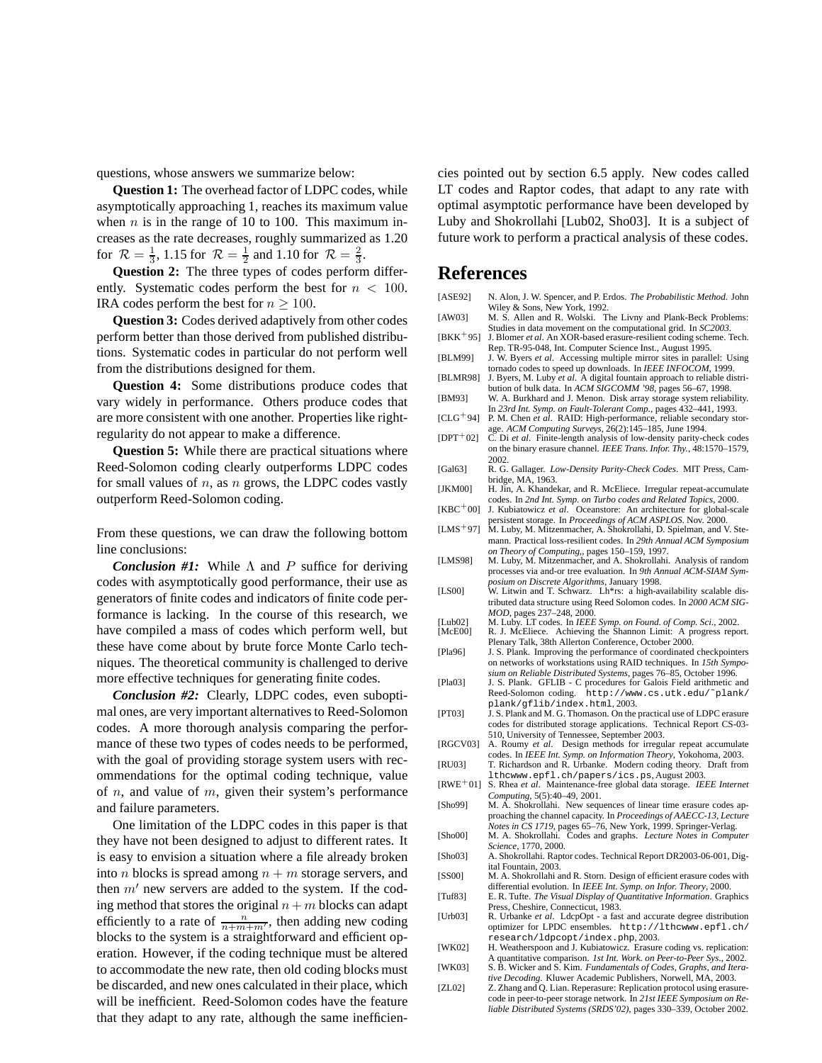questions, whose answers we summarize below:

**Question 1:** The overhead factor of LDPC codes, while asymptotically approaching 1, reaches its maximum value when $n$ is in the range of 10 to 100. This maximum increases as the rate decreases, roughly summarized as 1.20 for $\mathcal{R} = \frac{1}{3}$, 1.15 for $\mathcal{R} = \frac{1}{2}$ and 1.10 for $\mathcal{R} = \frac{2}{3}$.

**Question 2:** The three types of codes perform differently. Systematic codes perform the best for $n < 100$. IRA codes perform the best for $n \geq 100$.

**Question 3:** Codes derived adaptively from other codes perform better than those derived from published distributions. Systematic codes in particular do not perform well from the distributions designed for them.

**Question 4:** Some distributions produce codes that vary widely in performance. Others produce codes that are more consistent with one another. Properties like right-regularity do not appear to make a difference.

**Question 5:** While there are practical situations where Reed-Solomon coding clearly outperforms LDPC codes for small values of $n$, as $n$ grows, the LDPC codes vastly outperform Reed-Solomon coding.

From these questions, we can draw the following bottom line conclusions:

***Conclusion #1:*** While $\Lambda$ and $P$ suffice for deriving codes with asymptotically good performance, their use as generators of finite codes and indicators of finite code performance is lacking. In the course of this research, we have compiled a mass of codes which perform well, but these have come about by brute force Monte Carlo techniques. The theoretical community is challenged to derive more effective techniques for generating finite codes.

***Conclusion #2:*** Clearly, LDPC codes, even suboptimal ones, are very important alternatives to Reed-Solomon codes. A more thorough analysis comparing the performance of these two types of codes needs to be performed, with the goal of providing storage system users with recommendations for the optimal coding technique, value of $n$, and value of $m$, given their system's performance and failure parameters.

One limitation of the LDPC codes in this paper is that they have not been designed to adjust to different rates. It is easy to envision a situation where a file already broken into $n$ blocks is spread among $n + m$ storage servers, and then $m'$ new servers are added to the system. If the coding method that stores the original $n + m$ blocks can adapt efficiently to a rate of $\frac{n}{n+m+m'}$, then adding new coding blocks to the system is a straightforward and efficient operation. However, if the coding technique must be altered to accommodate the new rate, then old coding blocks must be discarded, and new ones calculated in their place, which will be inefficient. Reed-Solomon codes have the feature that they adapt to any rate, although the same inefficiencies pointed out by section 6.5 apply. New codes called LT codes and Raptor codes, that adapt to any rate with optimal asymptotic performance have been developed by Luby and Shokrollahi [Lub02, Sho03]. It is a subject of future work to perform a practical analysis of these codes.

# References

[ASE92] N. Alon, J. W. Spencer, and P. Erdos. *The Probabilistic Method*. John Wiley & Sons, New York, 1992.

[AW03] M. S. Allen and R. Wolski. The Livny and Plank-Beck Problems: Studies in data movement on the computational grid. In *SC2003*.

[BKK+95] J. Blomer *et al*. An XOR-based erasure-resilient coding scheme. Tech. Rep. TR-95-048, Int. Computer Science Inst., August 1995.

[BLM99] J. W. Byers *et al*. Accessing multiple mirror sites in parallel: Using tornado codes to speed up downloads. In *IEEE INFOCOM*, 1999.

[BLMR98] J. Byers, M. Luby *et al*. A digital fountain approach to reliable distribution of bulk data. In *ACM SIGCOMM '98*, pages 56–67, 1998.

[BM93] W. A. Burkhard and J. Menon. Disk array storage system reliability. In *23rd Int. Symp. on Fault-Tolerant Comp.*, pages 432–441, 1993.

[CLG+94] P. M. Chen *et al*. RAID: High-performance, reliable secondary storage. *ACM Computing Surveys*, 26(2):145–185, June 1994.

[DPT+02] C. Di *et al*. Finite-length analysis of low-density parity-check codes on the binary erasure channel. *IEEE Trans. Infor. Thy.*, 48:1570–1579, 2002.

[Gal63] R. G. Gallager. *Low-Density Parity-Check Codes*. MIT Press, Cambridge, MA, 1963.

[JKM00] H. Jin, A. Khandekar, and R. McEliece. Irregular repeat-accumulate codes. In *2nd Int. Symp. on Turbo codes and Related Topics*, 2000.

[KBC+00] J. Kubiatowicz *et al*. Oceanstore: An architecture for global-scale persistent storage. In *Proceedings of ACM ASPLOS*. Nov. 2000.

[LMS+97] M. Luby, M. Mitzenmacher, A. Shokrollahi, D. Spielman, and V. Stemann. Practical loss-resilient codes. In *29th Annual ACM Symposium on Theory of Computing,*, pages 150–159, 1997.

[LMS98] M. Luby, M. Mitzenmacher, and A. Shokrollahi. Analysis of random processes via and-or tree evaluation. In *9th Annual ACM-SIAM Symposium on Discrete Algorithms*, January 1998.

[LS00] W. Litwin and T. Schwarz. Lh*rs: a high-availability scalable distributed data structure using Reed Solomon codes. In *2000 ACM SIGMOD*, pages 237–248, 2000.

[Lub02] M. Luby. LT codes. In *IEEE Symp. on Found. of Comp. Sci.*, 2002.

[McE00] R. J. McEliece. Achieving the Shannon Limit: A progress report. Plenary Talk, 38th Allerton Conference, October 2000.

[Pla96] J. S. Plank. Improving the performance of coordinated checkpointers on networks of workstations using RAID techniques. In *15th Symposium on Reliable Distributed Systems*, pages 76–85, October 1996.

[Pla03] J. S. Plank. GFLIB - C procedures for Galois Field arithmetic and Reed-Solomon coding. `http://www.cs.utk.edu/~plank/plank/gflib/index.html`, 2003.

[PT03] J. S. Plank and M. G. Thomason. On the practical use of LDPC erasure codes for distributed storage applications. Technical Report CS-03-510, University of Tennessee, September 2003.

[RGCV03] A. Roumy *et al*. Design methods for irregular repeat accumulate codes. In *IEEE Int. Symp. on Information Theory*, Yokohoma, 2003.

[RU03] T. Richardson and R. Urbanke. Modern coding theory. Draft from `lthcwww.epfl.ch/papers/ics.ps`, August 2003.

[RWE+01] S. Rhea *et al*. Maintenance-free global data storage. *IEEE Internet Computing*, 5(5):40–49, 2001.

[Sho99] M. A. Shokrollahi. New sequences of linear time erasure codes approaching the channel capacity. In *Proceedings of AAECC-13, Lecture Notes in CS 1719*, pages 65–76, New York, 1999. Springer-Verlag.

[Sho00] M. A. Shokrollahi. Codes and graphs. *Lecture Notes in Computer Science*, 1770, 2000.

[Sho03] A. Shokrollahi. Raptor codes. Technical Report DR2003-06-001, Digital Fountain, 2003.

[SS00] M. A. Shokrollahi and R. Storn. Design of efficient erasure codes with differential evolution. In *IEEE Int. Symp. on Infor. Theory*, 2000.

[Tuf83] E. R. Tufte. *The Visual Display of Quantitative Information*. Graphics Press, Cheshire, Connecticut, 1983.

[Urb03] R. Urbanke *et al*. LdcpOpt - a fast and accurate degree distribution optimizer for LPDC ensembles. `http://lthcwww.epfl.ch/research/ldpcopt/index.php`, 2003.

[WK02] H. Weatherspoon and J. Kubiatowicz. Erasure coding vs. replication: A quantitative comparison. *1st Int. Work. on Peer-to-Peer Sys.*, 2002.

[WK03] S. B. Wicker and S. Kim. *Fundamentals of Codes, Graphs, and Iterative Decoding*. Kluwer Academic Publishers, Norwell, MA, 2003.

[ZL02] Z. Zhang and Q. Lian. Reperasure: Replication protocol using erasure-code in peer-to-peer storage network. In *21st IEEE Symposium on Reliable Distributed Systems (SRDS'02)*, pages 330–339, October 2002.